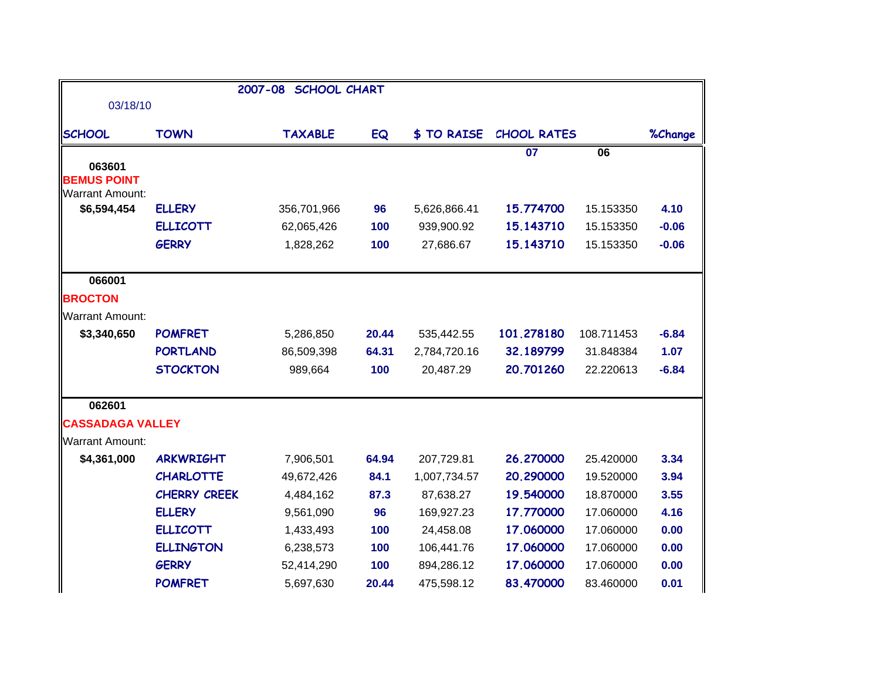# 2007-08 SCHOOL CHART

03/18/10

| SCHOOL | TOWN | TAXABLE | EQ | $ TO RAISE | CHOOL RATES 07 | 06 | %Change |
|---|---|---|---|---|---|---|---|
| **063601** | | | | | | | |
| **BEMUS POINT** | | | | | | | |
| Warrant Amount: | | | | | | | |
| **$6,594,454** | ELLERY | 356,701,966 | 96 | 5,626,866.41 | 15.774700 | 15.153350 | 4.10 |
| | ELLICOTT | 62,065,426 | 100 | 939,900.92 | 15.143710 | 15.153350 | -0.06 |
| | GERRY | 1,828,262 | 100 | 27,686.67 | 15.143710 | 15.153350 | -0.06 |
| **066001** | | | | | | | |
| **BROCTON** | | | | | | | |
| Warrant Amount: | | | | | | | |
| **$3,340,650** | POMFRET | 5,286,850 | 20.44 | 535,442.55 | 101.278180 | 108.711453 | -6.84 |
| | PORTLAND | 86,509,398 | 64.31 | 2,784,720.16 | 32.189799 | 31.848384 | 1.07 |
| | STOCKTON | 989,664 | 100 | 20,487.29 | 20.701260 | 22.220613 | -6.84 |
| **062601** | | | | | | | |
| **CASSADAGA VALLEY** | | | | | | | |
| Warrant Amount: | | | | | | | |
| **$4,361,000** | ARKWRIGHT | 7,906,501 | 64.94 | 207,729.81 | 26.270000 | 25.420000 | 3.34 |
| | CHARLOTTE | 49,672,426 | 84.1 | 1,007,734.57 | 20.290000 | 19.520000 | 3.94 |
| | CHERRY CREEK | 4,484,162 | 87.3 | 87,638.27 | 19.540000 | 18.870000 | 3.55 |
| | ELLERY | 9,561,090 | 96 | 169,927.23 | 17.770000 | 17.060000 | 4.16 |
| | ELLICOTT | 1,433,493 | 100 | 24,458.08 | 17.060000 | 17.060000 | 0.00 |
| | ELLINGTON | 6,238,573 | 100 | 106,441.76 | 17.060000 | 17.060000 | 0.00 |
| | GERRY | 52,414,290 | 100 | 894,286.12 | 17.060000 | 17.060000 | 0.00 |
| | POMFRET | 5,697,630 | 20.44 | 475,598.12 | 83.470000 | 83.460000 | 0.01 |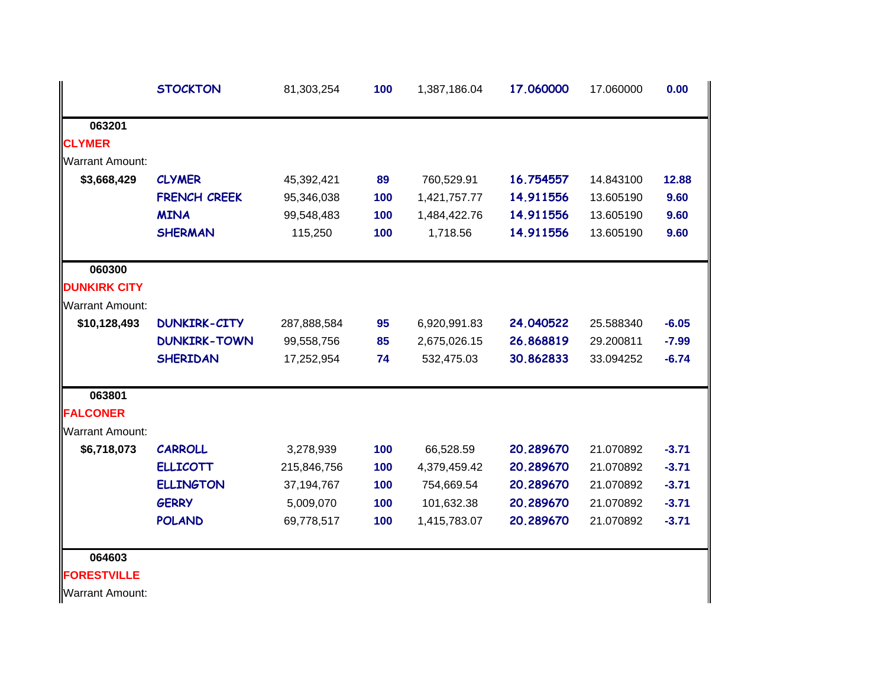| | | | | | | | |
|---|---|---|---|---|---|---|---|
| | STOCKTON | 81,303,254 | 100 | 1,387,186.04 | 17.060000 | 17.060000 | 0.00 |
| 063201 | | | | | | | |
| CLYMER | | | | | | | |
| Warrant Amount: | | | | | | | |
| $3,668,429 | CLYMER | 45,392,421 | 89 | 760,529.91 | 16.754557 | 14.843100 | 12.88 |
| | FRENCH CREEK | 95,346,038 | 100 | 1,421,757.77 | 14.911556 | 13.605190 | 9.60 |
| | MINA | 99,548,483 | 100 | 1,484,422.76 | 14.911556 | 13.605190 | 9.60 |
| | SHERMAN | 115,250 | 100 | 1,718.56 | 14.911556 | 13.605190 | 9.60 |
| 060300 | | | | | | | |
| DUNKIRK CITY | | | | | | | |
| Warrant Amount: | | | | | | | |
| $10,128,493 | DUNKIRK-CITY | 287,888,584 | 95 | 6,920,991.83 | 24.040522 | 25.588340 | -6.05 |
| | DUNKIRK-TOWN | 99,558,756 | 85 | 2,675,026.15 | 26.868819 | 29.200811 | -7.99 |
| | SHERIDAN | 17,252,954 | 74 | 532,475.03 | 30.862833 | 33.094252 | -6.74 |
| 063801 | | | | | | | |
| FALCONER | | | | | | | |
| Warrant Amount: | | | | | | | |
| $6,718,073 | CARROLL | 3,278,939 | 100 | 66,528.59 | 20.289670 | 21.070892 | -3.71 |
| | ELLICOTT | 215,846,756 | 100 | 4,379,459.42 | 20.289670 | 21.070892 | -3.71 |
| | ELLINGTON | 37,194,767 | 100 | 754,669.54 | 20.289670 | 21.070892 | -3.71 |
| | GERRY | 5,009,070 | 100 | 101,632.38 | 20.289670 | 21.070892 | -3.71 |
| | POLAND | 69,778,517 | 100 | 1,415,783.07 | 20.289670 | 21.070892 | -3.71 |
| 064603 | | | | | | | |
| FORESTVILLE | | | | | | | |
| Warrant Amount: | | | | | | | |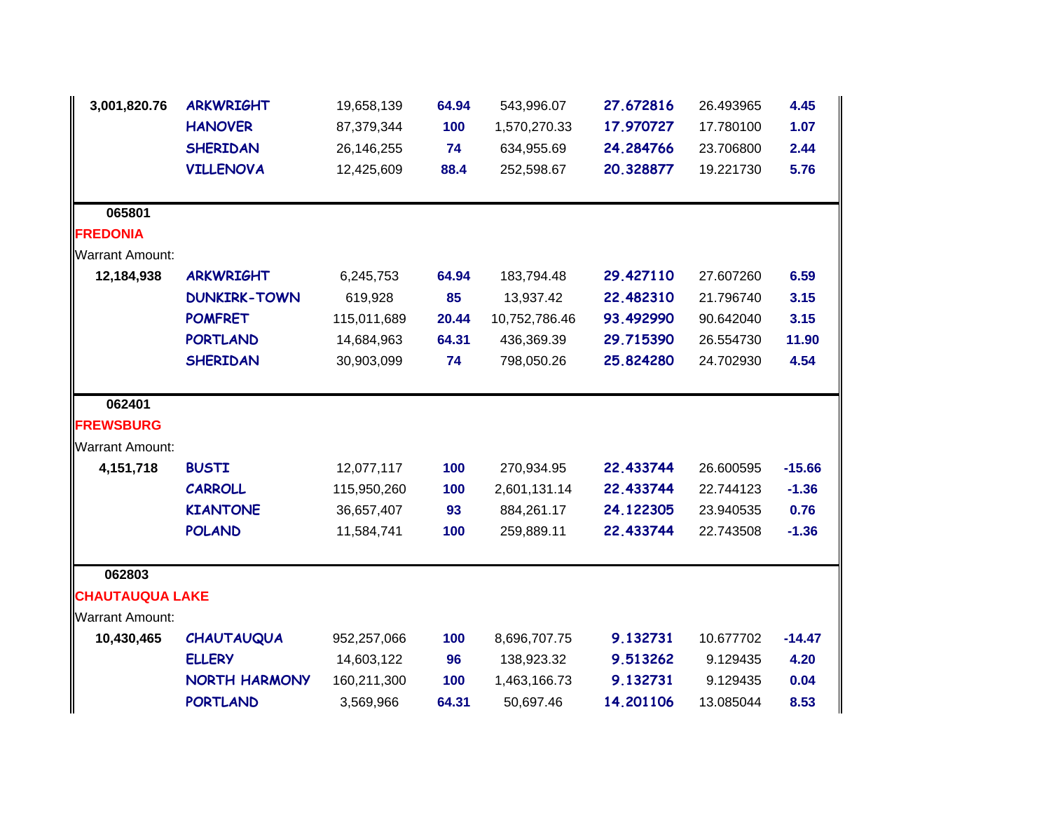| | | | | | | | |
|---|---|---|---|---|---|---|---|
| 3,001,820.76 | ARKWRIGHT | 19,658,139 | 64.94 | 543,996.07 | 27.672816 | 26.493965 | 4.45 |
| | HANOVER | 87,379,344 | 100 | 1,570,270.33 | 17.970727 | 17.780100 | 1.07 |
| | SHERIDAN | 26,146,255 | 74 | 634,955.69 | 24.284766 | 23.706800 | 2.44 |
| | VILLENOVA | 12,425,609 | 88.4 | 252,598.67 | 20.328877 | 19.221730 | 5.76 |

**065801**

**FREDONIA**

Warrant Amount:

| | | | | | | | |
|---|---|---|---|---|---|---|---|
| 12,184,938 | ARKWRIGHT | 6,245,753 | 64.94 | 183,794.48 | 29.427110 | 27.607260 | 6.59 |
| | DUNKIRK-TOWN | 619,928 | 85 | 13,937.42 | 22.482310 | 21.796740 | 3.15 |
| | POMFRET | 115,011,689 | 20.44 | 10,752,786.46 | 93.492990 | 90.642040 | 3.15 |
| | PORTLAND | 14,684,963 | 64.31 | 436,369.39 | 29.715390 | 26.554730 | 11.90 |
| | SHERIDAN | 30,903,099 | 74 | 798,050.26 | 25.824280 | 24.702930 | 4.54 |

**062401**

**FREWSBURG**

Warrant Amount:

| | | | | | | | |
|---|---|---|---|---|---|---|---|
| 4,151,718 | BUSTI | 12,077,117 | 100 | 270,934.95 | 22.433744 | 26.600595 | -15.66 |
| | CARROLL | 115,950,260 | 100 | 2,601,131.14 | 22.433744 | 22.744123 | -1.36 |
| | KIANTONE | 36,657,407 | 93 | 884,261.17 | 24.122305 | 23.940535 | 0.76 |
| | POLAND | 11,584,741 | 100 | 259,889.11 | 22.433744 | 22.743508 | -1.36 |

**062803**

**CHAUTAUQUA LAKE**

Warrant Amount:

| | | | | | | | |
|---|---|---|---|---|---|---|---|
| 10,430,465 | CHAUTAUQUA | 952,257,066 | 100 | 8,696,707.75 | 9.132731 | 10.677702 | -14.47 |
| | ELLERY | 14,603,122 | 96 | 138,923.32 | 9.513262 | 9.129435 | 4.20 |
| | NORTH HARMONY | 160,211,300 | 100 | 1,463,166.73 | 9.132731 | 9.129435 | 0.04 |
| | PORTLAND | 3,569,966 | 64.31 | 50,697.46 | 14.201106 | 13.085044 | 8.53 |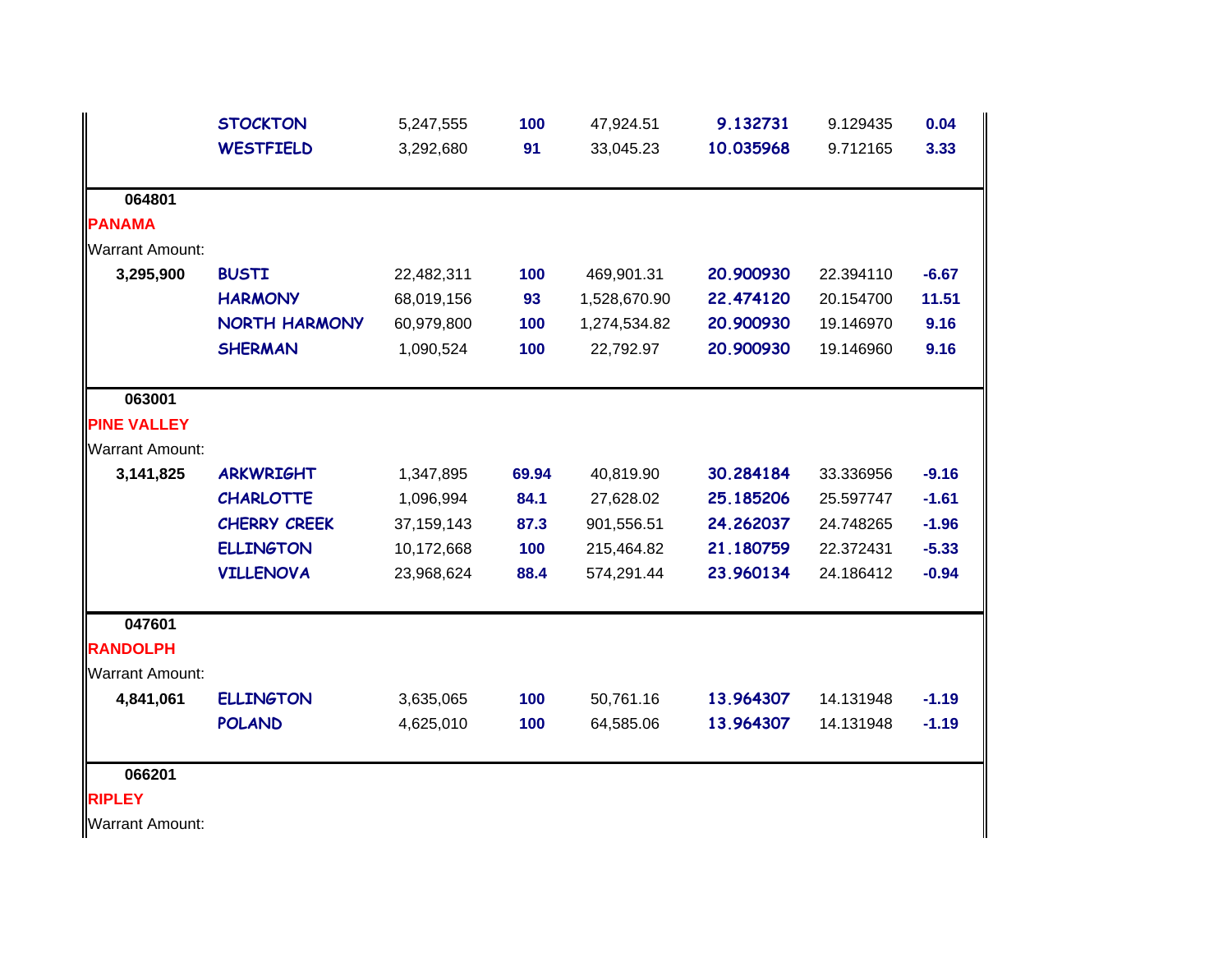| | | | | | | | |
|---|---|---|---|---|---|---|---|
| | STOCKTON | 5,247,555 | 100 | 47,924.51 | 9.132731 | 9.129435 | 0.04 |
| | WESTFIELD | 3,292,680 | 91 | 33,045.23 | 10.035968 | 9.712165 | 3.33 |
| **064801** | | | | | | | |
| **PANAMA** | | | | | | | |
| Warrant Amount: | | | | | | | |
| **3,295,900** | BUSTI | 22,482,311 | 100 | 469,901.31 | 20.900930 | 22.394110 | -6.67 |
| | HARMONY | 68,019,156 | 93 | 1,528,670.90 | 22.474120 | 20.154700 | 11.51 |
| | NORTH HARMONY | 60,979,800 | 100 | 1,274,534.82 | 20.900930 | 19.146970 | 9.16 |
| | SHERMAN | 1,090,524 | 100 | 22,792.97 | 20.900930 | 19.146960 | 9.16 |
| **063001** | | | | | | | |
| **PINE VALLEY** | | | | | | | |
| Warrant Amount: | | | | | | | |
| **3,141,825** | ARKWRIGHT | 1,347,895 | 69.94 | 40,819.90 | 30.284184 | 33.336956 | -9.16 |
| | CHARLOTTE | 1,096,994 | 84.1 | 27,628.02 | 25.185206 | 25.597747 | -1.61 |
| | CHERRY CREEK | 37,159,143 | 87.3 | 901,556.51 | 24.262037 | 24.748265 | -1.96 |
| | ELLINGTON | 10,172,668 | 100 | 215,464.82 | 21.180759 | 22.372431 | -5.33 |
| | VILLENOVA | 23,968,624 | 88.4 | 574,291.44 | 23.960134 | 24.186412 | -0.94 |
| **047601** | | | | | | | |
| **RANDOLPH** | | | | | | | |
| Warrant Amount: | | | | | | | |
| **4,841,061** | ELLINGTON | 3,635,065 | 100 | 50,761.16 | 13.964307 | 14.131948 | -1.19 |
| | POLAND | 4,625,010 | 100 | 64,585.06 | 13.964307 | 14.131948 | -1.19 |
| **066201** | | | | | | | |
| **RIPLEY** | | | | | | | |
| Warrant Amount: | | | | | | | |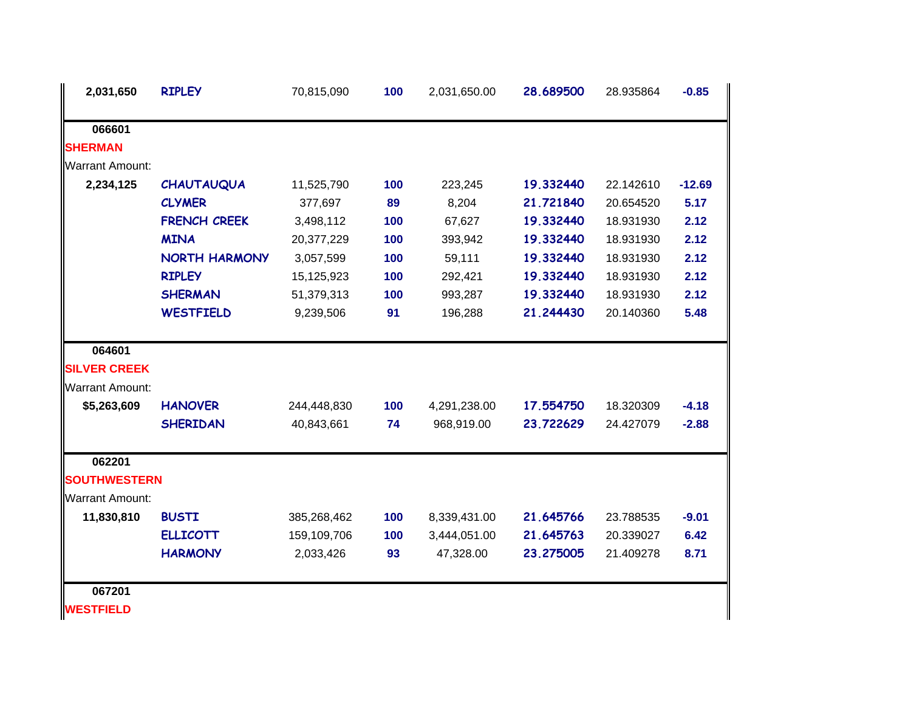| | | | | | | | |
|---|---|---|---|---|---|---|---|
| 2,031,650 | RIPLEY | 70,815,090 | 100 | 2,031,650.00 | 28.689500 | 28.935864 | -0.85 |
| 066601 | | | | | | | |
| SHERMAN | | | | | | | |
| Warrant Amount: | | | | | | | |
| 2,234,125 | CHAUTAUQUA | 11,525,790 | 100 | 223,245 | 19.332440 | 22.142610 | -12.69 |
| | CLYMER | 377,697 | 89 | 8,204 | 21.721840 | 20.654520 | 5.17 |
| | FRENCH CREEK | 3,498,112 | 100 | 67,627 | 19.332440 | 18.931930 | 2.12 |
| | MINA | 20,377,229 | 100 | 393,942 | 19.332440 | 18.931930 | 2.12 |
| | NORTH HARMONY | 3,057,599 | 100 | 59,111 | 19.332440 | 18.931930 | 2.12 |
| | RIPLEY | 15,125,923 | 100 | 292,421 | 19.332440 | 18.931930 | 2.12 |
| | SHERMAN | 51,379,313 | 100 | 993,287 | 19.332440 | 18.931930 | 2.12 |
| | WESTFIELD | 9,239,506 | 91 | 196,288 | 21.244430 | 20.140360 | 5.48 |
| 064601 | | | | | | | |
| SILVER CREEK | | | | | | | |
| Warrant Amount: | | | | | | | |
| $5,263,609 | HANOVER | 244,448,830 | 100 | 4,291,238.00 | 17.554750 | 18.320309 | -4.18 |
| | SHERIDAN | 40,843,661 | 74 | 968,919.00 | 23.722629 | 24.427079 | -2.88 |
| 062201 | | | | | | | |
| SOUTHWESTERN | | | | | | | |
| Warrant Amount: | | | | | | | |
| 11,830,810 | BUSTI | 385,268,462 | 100 | 8,339,431.00 | 21.645766 | 23.788535 | -9.01 |
| | ELLICOTT | 159,109,706 | 100 | 3,444,051.00 | 21.645763 | 20.339027 | 6.42 |
| | HARMONY | 2,033,426 | 93 | 47,328.00 | 23.275005 | 21.409278 | 8.71 |
| 067201 | | | | | | | |
| WESTFIELD | | | | | | | |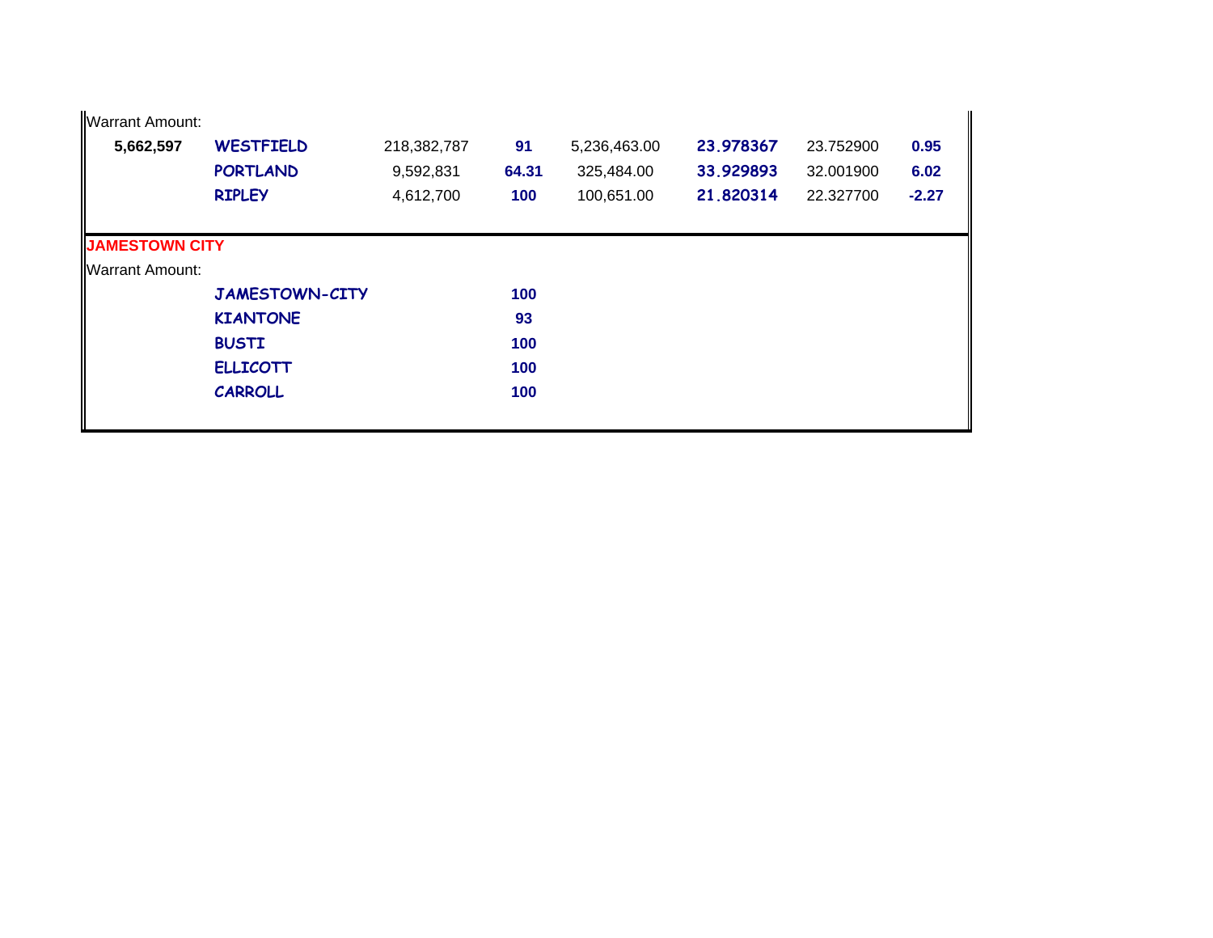| | | | | | | | |
|---|---|---|---|---|---|---|---|
| Warrant Amount: | | | | | | | |
| **5,662,597** | **WESTFIELD** | 218,382,787 | **91** | 5,236,463.00 | **23.978367** | 23.752900 | **0.95** |
| | **PORTLAND** | 9,592,831 | **64.31** | 325,484.00 | **33.929893** | 32.001900 | **6.02** |
| | **RIPLEY** | 4,612,700 | **100** | 100,651.00 | **21.820314** | 22.327700 | **-2.27** |

**JAMESTOWN CITY**

| | | | | | | | |
|---|---|---|---|---|---|---|---|
| Warrant Amount: | | | | | | | |
| | **JAMESTOWN-CITY** | | **100** | | | | |
| | **KIANTONE** | | **93** | | | | |
| | **BUSTI** | | **100** | | | | |
| | **ELLICOTT** | | **100** | | | | |
| | **CARROLL** | | **100** | | | | |